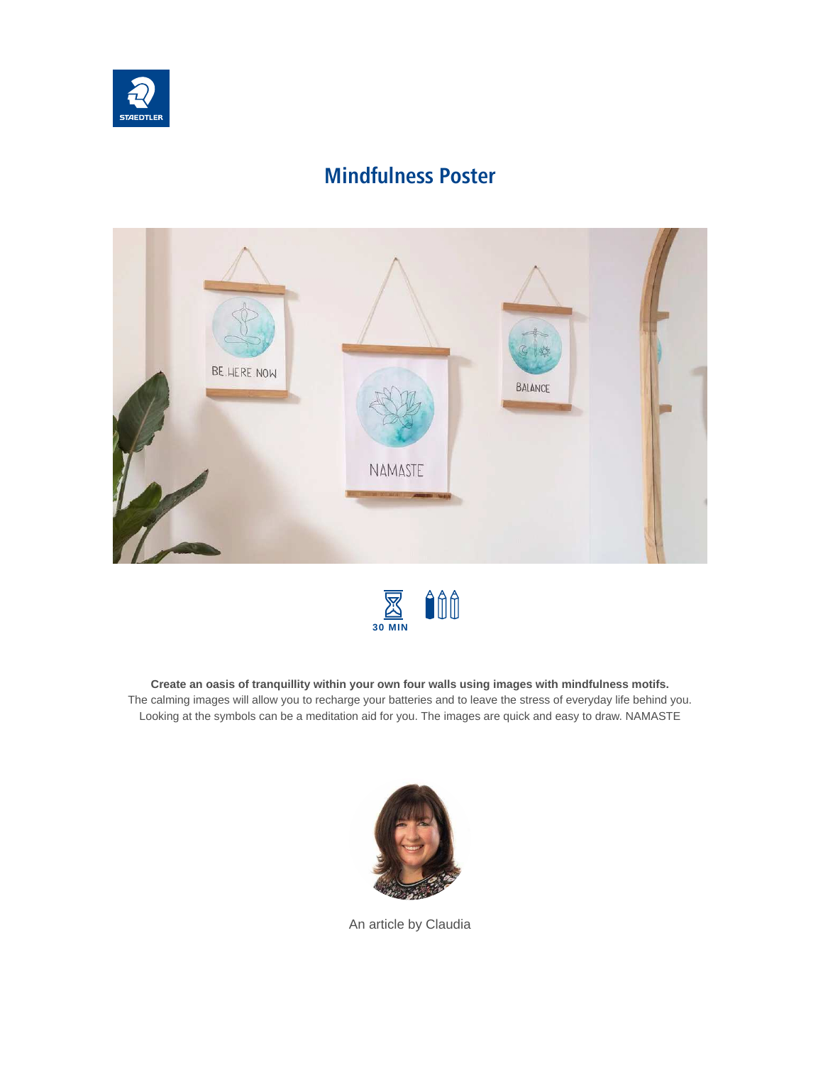# Mindfulness Poster

30 MIN

**Create an oasis of tranquillity within your own four walls using images with mindfulness motifs.**
The calming images will allow you to recharge your batteries and to leave the stress of everyday life behind you. Looking at the symbols can be a meditation aid for you. The images are quick and easy to draw. NAMASTE

An article by Claudia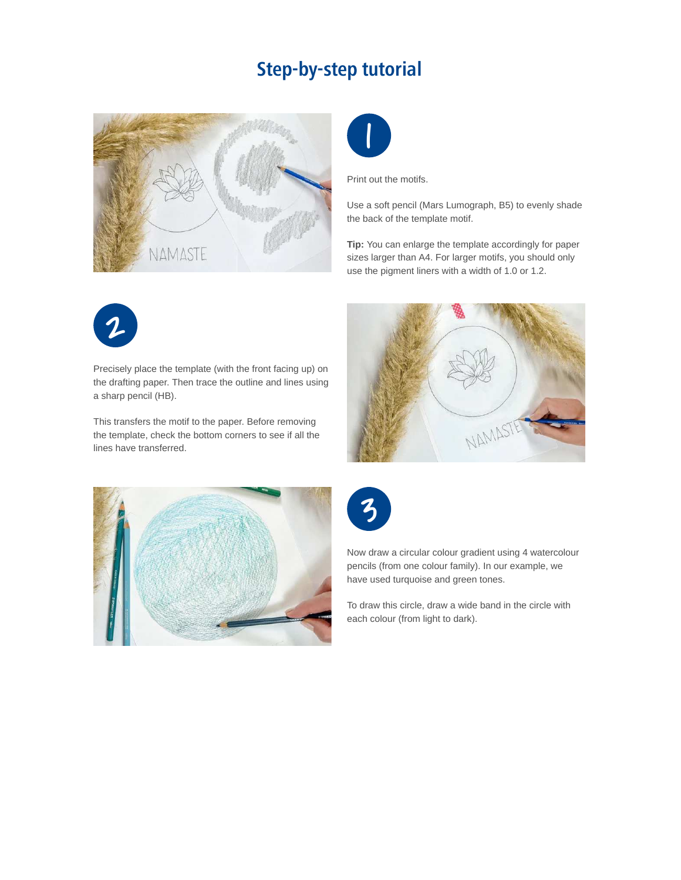# Step-by-step tutorial

## 1

Print out the motifs.

Use a soft pencil (Mars Lumograph, B5) to evenly shade the back of the template motif.

**Tip:** You can enlarge the template accordingly for paper sizes larger than A4. For larger motifs, you should only use the pigment liners with a width of 1.0 or 1.2.

## 2

Precisely place the template (with the front facing up) on the drafting paper. Then trace the outline and lines using a sharp pencil (HB).

This transfers the motif to the paper. Before removing the template, check the bottom corners to see if all the lines have transferred.

## 3

Now draw a circular colour gradient using 4 watercolour pencils (from one colour family). In our example, we have used turquoise and green tones.

To draw this circle, draw a wide band in the circle with each colour (from light to dark).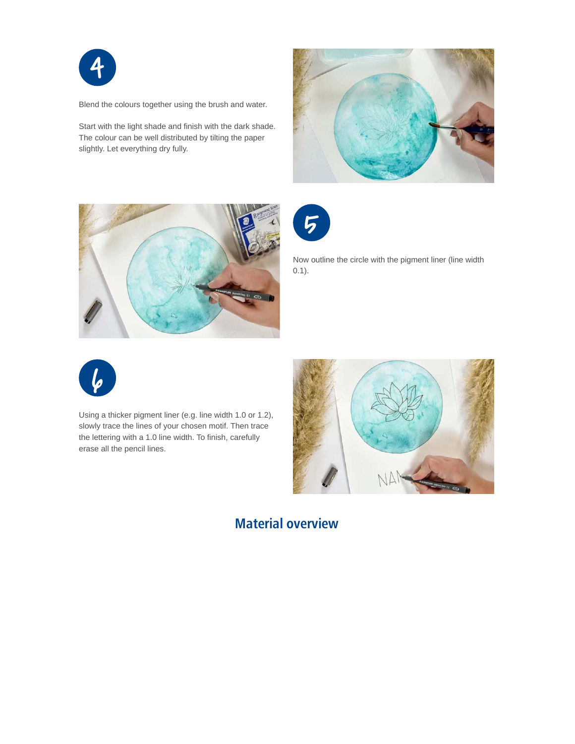## 4

Blend the colours together using the brush and water.

Start with the light shade and finish with the dark shade. The colour can be well distributed by tilting the paper slightly. Let everything dry fully.

## 5

Now outline the circle with the pigment liner (line width 0.1).

## 6

Using a thicker pigment liner (e.g. line width 1.0 or 1.2), slowly trace the lines of your chosen motif. Then trace the lettering with a 1.0 line width. To finish, carefully erase all the pencil lines.

## Material overview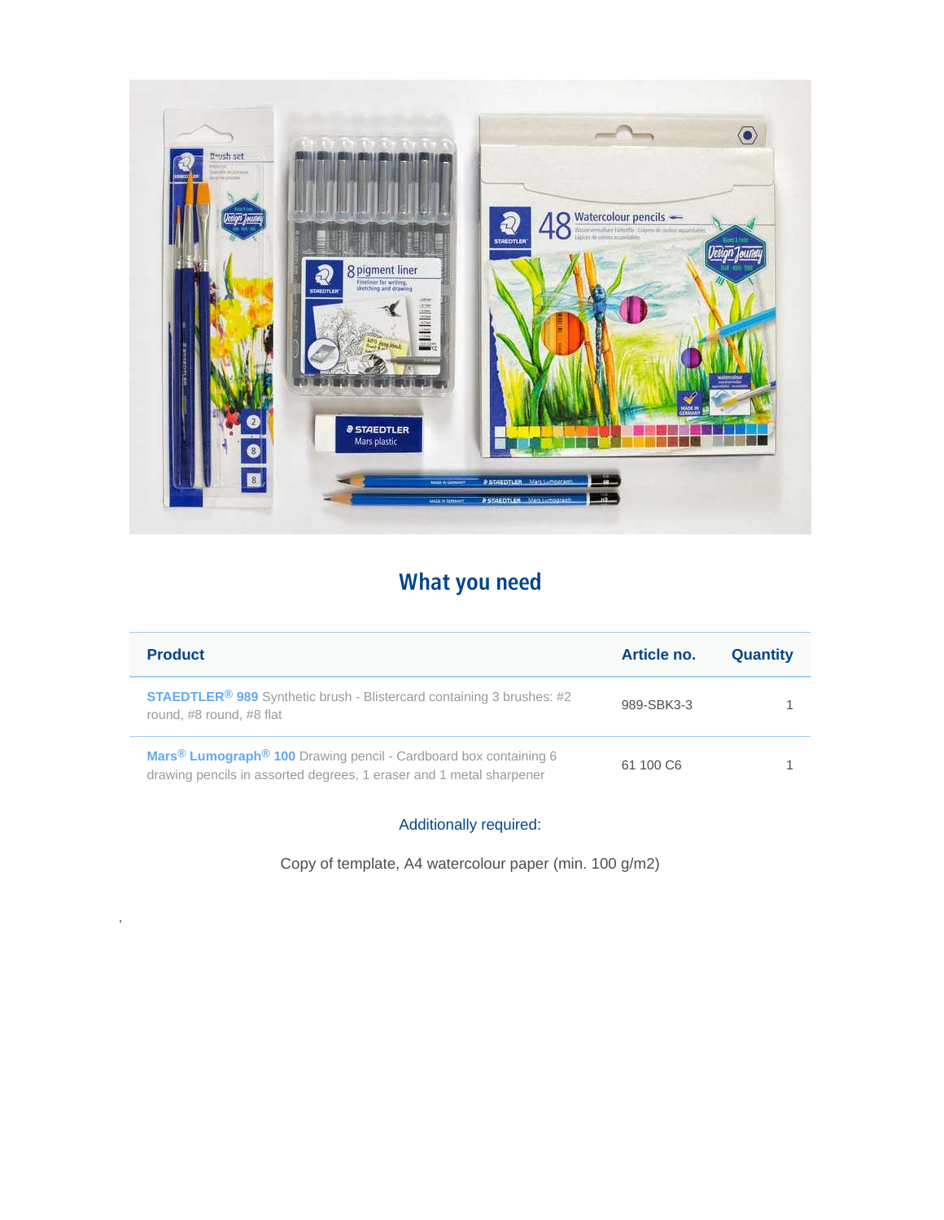## What you need

| Product | Article no. | Quantity |
| --- | --- | --- |
| **STAEDTLER® 989** Synthetic brush - Blistercard containing 3 brushes: #2 round, #8 round, #8 flat | 989-SBK3-3 | 1 |
| **Mars® Lumograph® 100** Drawing pencil - Cardboard box containing 6 drawing pencils in assorted degrees, 1 eraser and 1 metal sharpener | 61 100 C6 | 1 |

Additionally required:

Copy of template, A4 watercolour paper (min. 100 g/m2)